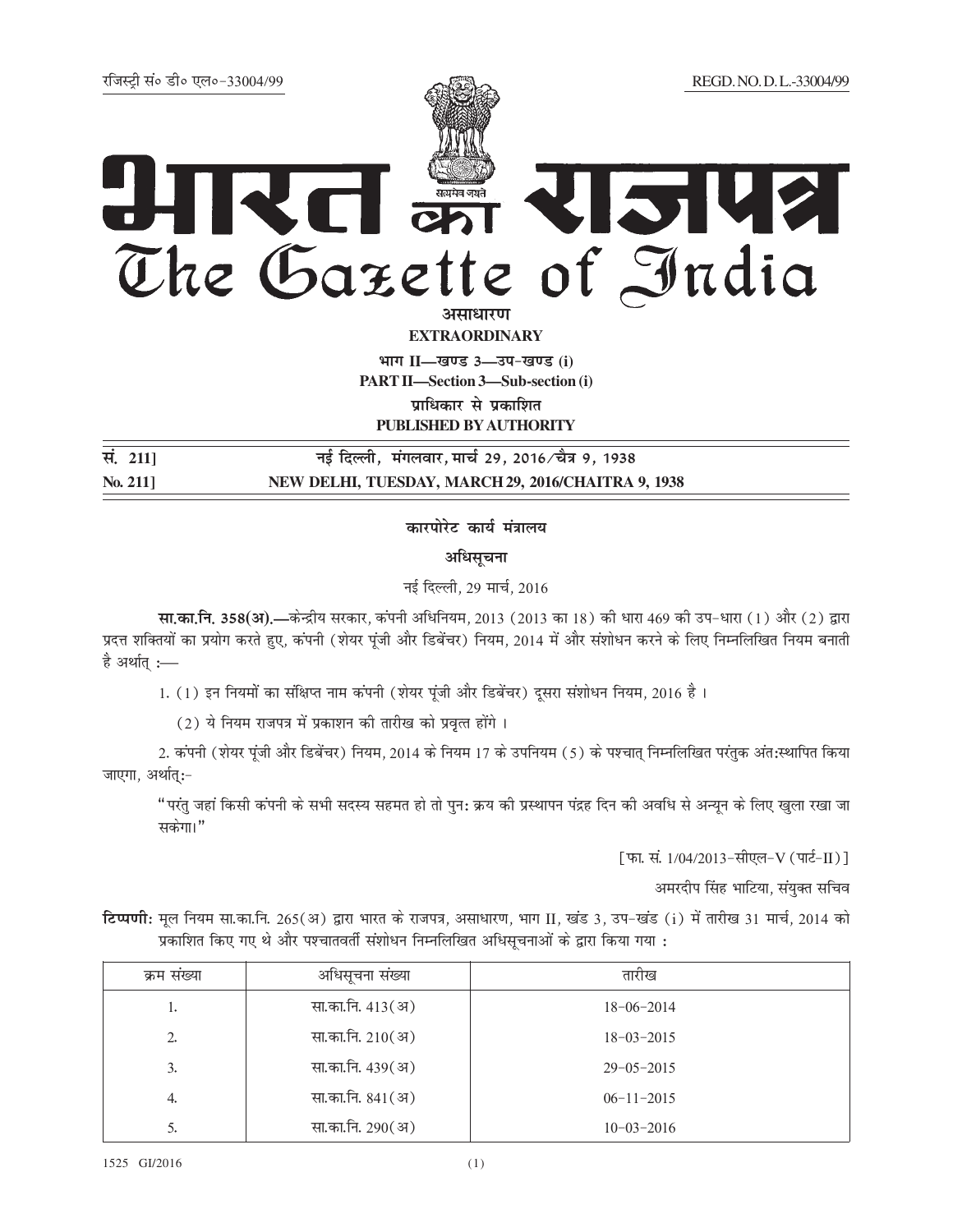रजिस्ट्री सं० डी० एल०-33004/99 REGD. NO. D. L.-33004/99

# भारत का राजपत्र
# The Gazette of India

**असाधारण**

**EXTRAORDINARY**

**भाग II—खण्ड 3—उप-खण्ड (i)**

**PART II—Section 3—Sub-section (i)**

**प्राधिकार से प्रकाशित**

**PUBLISHED BY AUTHORITY**

**सं. 211]** **नई दिल्ली, मंगलवार, मार्च 29, 2016/चैत्र 9, 1938**

**No. 211]** **NEW DELHI, TUESDAY, MARCH 29, 2016/CHAITRA 9, 1938**

## कारपोरेट कार्य मंत्रालय

### अधिसूचना

नई दिल्ली, 29 मार्च, 2016

**सा.का.नि. 358(अ).**—केन्द्रीय सरकार, कंपनी अधिनियम, 2013 (2013 का 18) की धारा 469 की उप-धारा (1) और (2) द्वारा प्रदत्त शक्तियों का प्रयोग करते हुए, कंपनी (शेयर पूंजी और डिबेंचर) नियम, 2014 में और संशोधन करने के लिए निम्नलिखित नियम बनाती है अर्थात् :—

1. (1) इन नियमों का संक्षिप्त नाम कंपनी (शेयर पूंजी और डिबेंचर) दूसरा संशोधन नियम, 2016 है ।

   (2) ये नियम राजपत्र में प्रकाशन की तारीख को प्रवृत्त होंगे ।

2. कंपनी (शेयर पूंजी और डिबेंचर) नियम, 2014 के नियम 17 के उपनियम (5) के पश्चात् निम्नलिखित परंतुक अंत:स्थापित किया जाएगा, अर्थात्:-

"परंतु जहां किसी कंपनी के सभी सदस्य सहमत हो तो पुन: क्रय की प्रस्थापन पंद्रह दिन की अवधि से अन्यून के लिए खुला रखा जा सकेगा।"

[फा. सं. 1/04/2013-सीएल-V (पार्ट-II)]

अमरदीप सिंह भाटिया, संयुक्त सचिव

**टिप्पणी:** मूल नियम सा.का.नि. 265(अ) द्वारा भारत के राजपत्र, असाधारण, भाग II, खंड 3, उप-खंड (i) में तारीख 31 मार्च, 2014 को प्रकाशित किए गए थे और पश्चातवर्ती संशोधन निम्नलिखित अधिसूचनाओं के द्वारा किया गया :

| क्रम संख्या | अधिसूचना संख्या | तारीख |
|---|---|---|
| 1. | सा.का.नि. 413(अ) | 18-06-2014 |
| 2. | सा.का.नि. 210(अ) | 18-03-2015 |
| 3. | सा.का.नि. 439(अ) | 29-05-2015 |
| 4. | सा.का.नि. 841(अ) | 06-11-2015 |
| 5. | सा.का.नि. 290(अ) | 10-03-2016 |

1525 GI/2016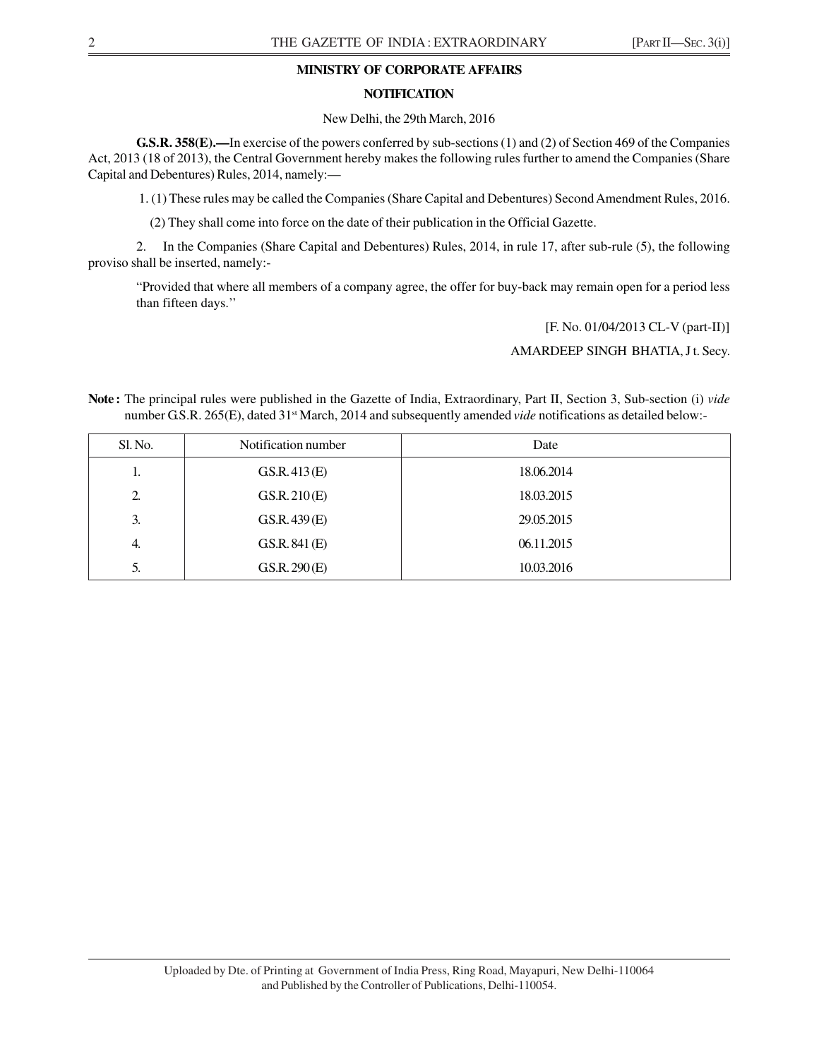## MINISTRY OF CORPORATE AFFAIRS

### NOTIFICATION

New Delhi, the 29th March, 2016

**G.S.R. 358(E).—**In exercise of the powers conferred by sub-sections (1) and (2) of Section 469 of the Companies Act, 2013 (18 of 2013), the Central Government hereby makes the following rules further to amend the Companies (Share Capital and Debentures) Rules, 2014, namely:—

1. (1) These rules may be called the Companies (Share Capital and Debentures) Second Amendment Rules, 2016.

(2) They shall come into force on the date of their publication in the Official Gazette.

2. In the Companies (Share Capital and Debentures) Rules, 2014, in rule 17, after sub-rule (5), the following proviso shall be inserted, namely:-

"Provided that where all members of a company agree, the offer for buy-back may remain open for a period less than fifteen days.''

[F. No. 01/04/2013 CL-V (part-II)]

AMARDEEP SINGH BHATIA, Jt. Secy.

**Note :** The principal rules were published in the Gazette of India, Extraordinary, Part II, Section 3, Sub-section (i) *vide* number G.S.R. 265(E), dated 31st March, 2014 and subsequently amended *vide* notifications as detailed below:-

| Sl. No. | Notification number | Date |
|---|---|---|
| 1. | G.S.R. 413 (E) | 18.06.2014 |
| 2. | G.S.R. 210 (E) | 18.03.2015 |
| 3. | G.S.R. 439 (E) | 29.05.2015 |
| 4. | G.S.R. 841 (E) | 06.11.2015 |
| 5. | G.S.R. 290 (E) | 10.03.2016 |

Uploaded by Dte. of Printing at Government of India Press, Ring Road, Mayapuri, New Delhi-110064 and Published by the Controller of Publications, Delhi-110054.